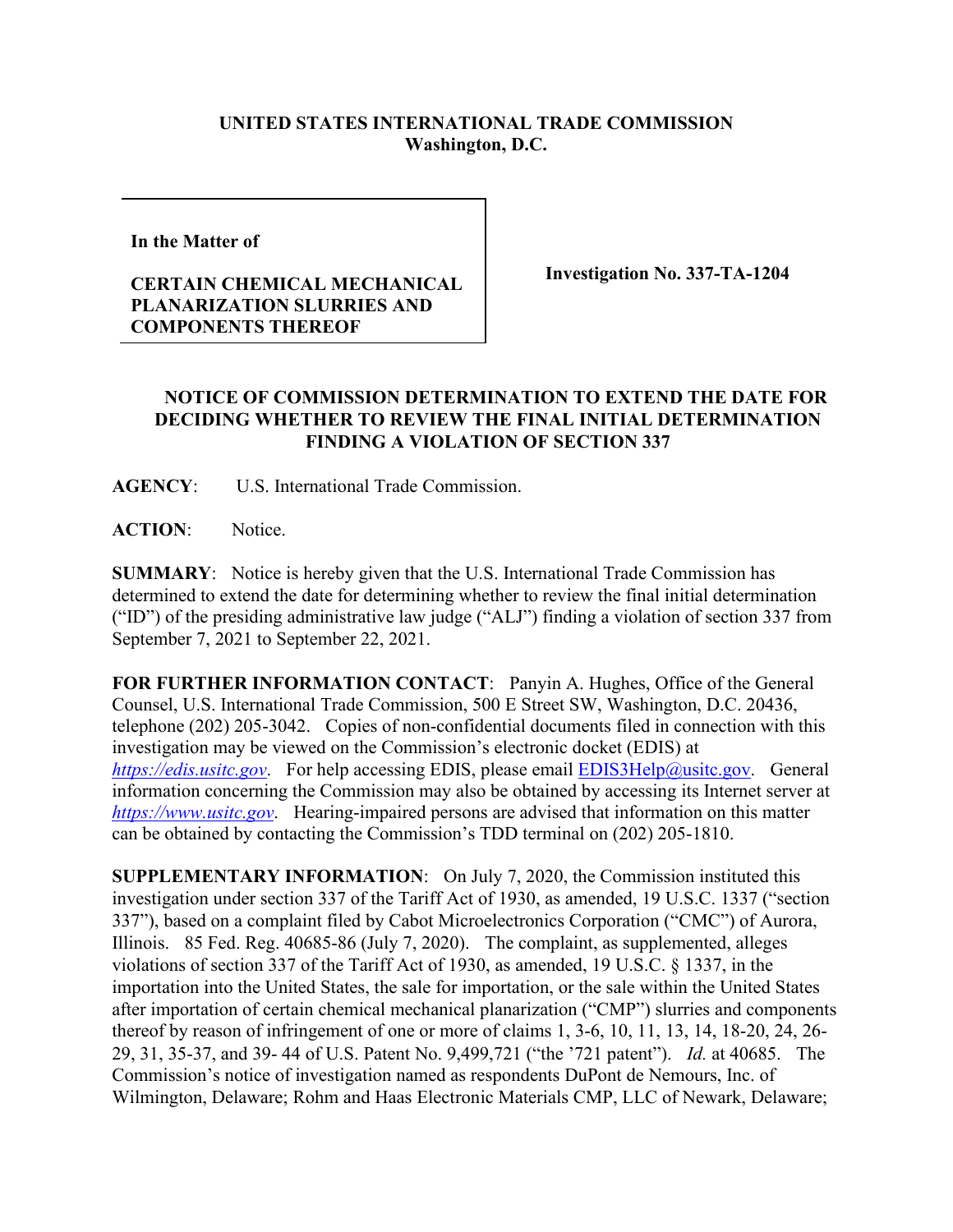**UNITED STATES INTERNATIONAL TRADE COMMISSION**
**Washington, D.C.**

**In the Matter of**

**CERTAIN CHEMICAL MECHANICAL PLANARIZATION SLURRIES AND COMPONENTS THEREOF**

**Investigation No. 337-TA-1204**

## NOTICE OF COMMISSION DETERMINATION TO EXTEND THE DATE FOR DECIDING WHETHER TO REVIEW THE FINAL INITIAL DETERMINATION FINDING A VIOLATION OF SECTION 337

**AGENCY**: U.S. International Trade Commission.

**ACTION**: Notice.

**SUMMARY**: Notice is hereby given that the U.S. International Trade Commission has determined to extend the date for determining whether to review the final initial determination ("ID") of the presiding administrative law judge ("ALJ") finding a violation of section 337 from September 7, 2021 to September 22, 2021.

**FOR FURTHER INFORMATION CONTACT**: Panyin A. Hughes, Office of the General Counsel, U.S. International Trade Commission, 500 E Street SW, Washington, D.C. 20436, telephone (202) 205-3042. Copies of non-confidential documents filed in connection with this investigation may be viewed on the Commission's electronic docket (EDIS) at *https://edis.usitc.gov*. For help accessing EDIS, please email EDIS3Help@usitc.gov. General information concerning the Commission may also be obtained by accessing its Internet server at *https://www.usitc.gov*. Hearing-impaired persons are advised that information on this matter can be obtained by contacting the Commission's TDD terminal on (202) 205-1810.

**SUPPLEMENTARY INFORMATION**: On July 7, 2020, the Commission instituted this investigation under section 337 of the Tariff Act of 1930, as amended, 19 U.S.C. 1337 ("section 337"), based on a complaint filed by Cabot Microelectronics Corporation ("CMC") of Aurora, Illinois. 85 Fed. Reg. 40685-86 (July 7, 2020). The complaint, as supplemented, alleges violations of section 337 of the Tariff Act of 1930, as amended, 19 U.S.C. § 1337, in the importation into the United States, the sale for importation, or the sale within the United States after importation of certain chemical mechanical planarization ("CMP") slurries and components thereof by reason of infringement of one or more of claims 1, 3-6, 10, 11, 13, 14, 18-20, 24, 26-29, 31, 35-37, and 39- 44 of U.S. Patent No. 9,499,721 ("the '721 patent"). *Id.* at 40685. The Commission's notice of investigation named as respondents DuPont de Nemours, Inc. of Wilmington, Delaware; Rohm and Haas Electronic Materials CMP, LLC of Newark, Delaware;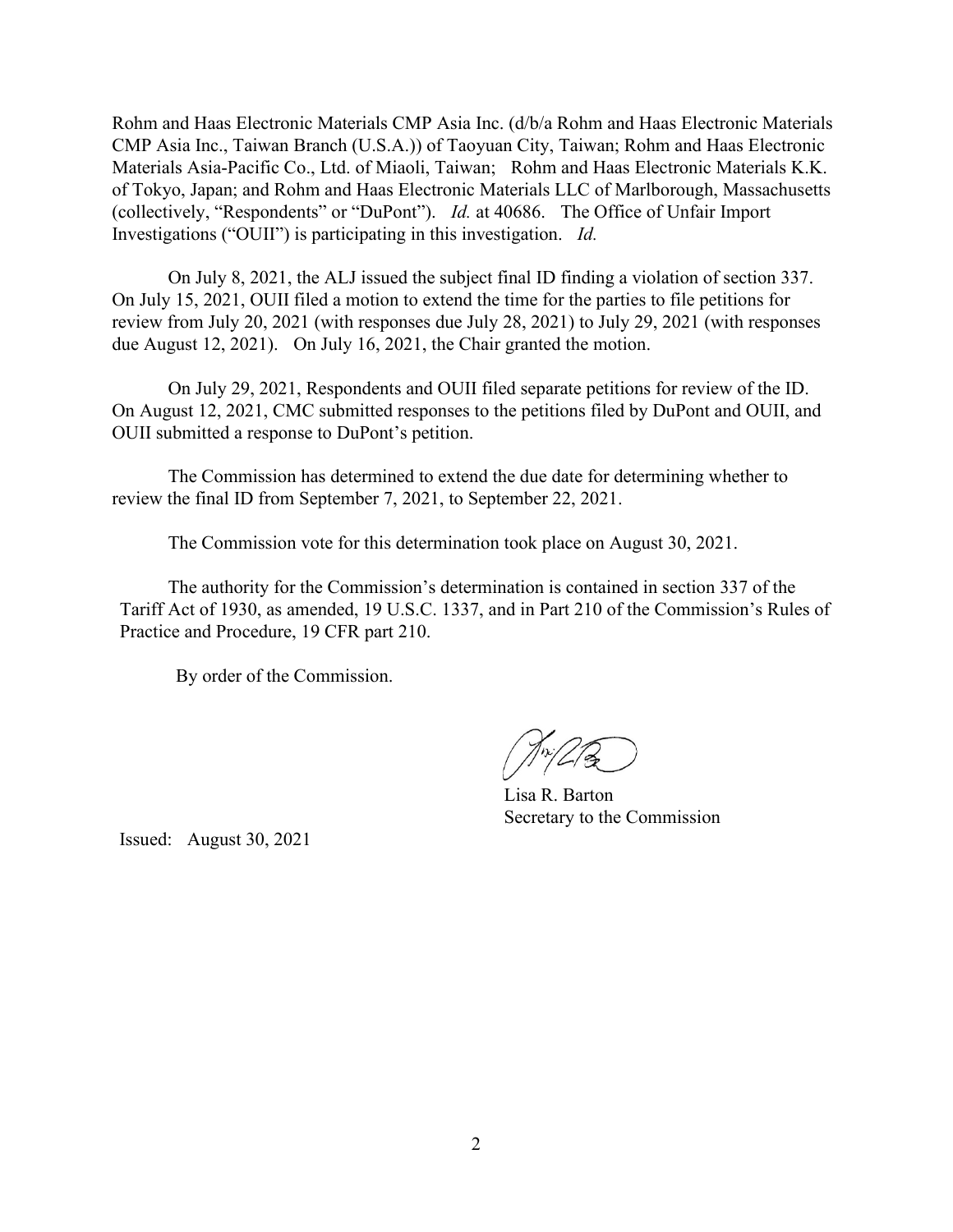Rohm and Haas Electronic Materials CMP Asia Inc. (d/b/a Rohm and Haas Electronic Materials CMP Asia Inc., Taiwan Branch (U.S.A.)) of Taoyuan City, Taiwan; Rohm and Haas Electronic Materials Asia-Pacific Co., Ltd. of Miaoli, Taiwan; Rohm and Haas Electronic Materials K.K. of Tokyo, Japan; and Rohm and Haas Electronic Materials LLC of Marlborough, Massachusetts (collectively, "Respondents" or "DuPont"). *Id.* at 40686. The Office of Unfair Import Investigations ("OUII") is participating in this investigation. *Id.*

On July 8, 2021, the ALJ issued the subject final ID finding a violation of section 337. On July 15, 2021, OUII filed a motion to extend the time for the parties to file petitions for review from July 20, 2021 (with responses due July 28, 2021) to July 29, 2021 (with responses due August 12, 2021). On July 16, 2021, the Chair granted the motion.

On July 29, 2021, Respondents and OUII filed separate petitions for review of the ID. On August 12, 2021, CMC submitted responses to the petitions filed by DuPont and OUII, and OUII submitted a response to DuPont's petition.

The Commission has determined to extend the due date for determining whether to review the final ID from September 7, 2021, to September 22, 2021.

The Commission vote for this determination took place on August 30, 2021.

The authority for the Commission's determination is contained in section 337 of the Tariff Act of 1930, as amended, 19 U.S.C. 1337, and in Part 210 of the Commission's Rules of Practice and Procedure, 19 CFR part 210.

By order of the Commission.

Lisa R. Barton
Secretary to the Commission

Issued: August 30, 2021